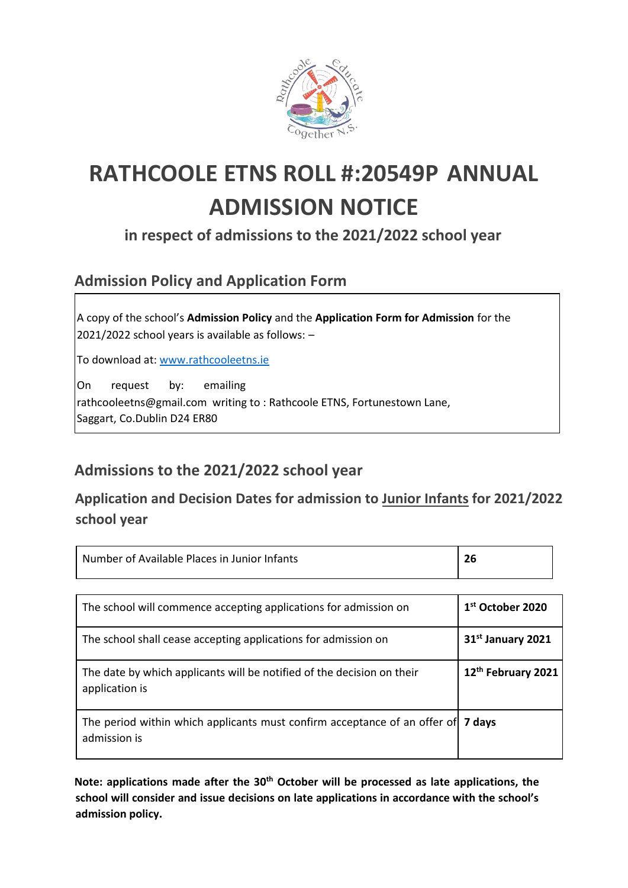# RATHCOOLE ETNS ROLL #:20549P ANNUAL ADMISSION NOTICE

### in respect of admissions to the 2021/2022 school year

## Admission Policy and Application Form

A copy of the school's **Admission Policy** and the **Application Form for Admission** for the 2021/2022 school years is available as follows: –

To download at: www.rathcooleetns.ie

On request by: emailing rathcooleetns@gmail.com writing to : Rathcoole ETNS, Fortunestown Lane, Saggart, Co.Dublin D24 ER80

## Admissions to the 2021/2022 school year

### Application and Decision Dates for admission to Junior Infants for 2021/2022 school year

| Number of Available Places in Junior Infants | **26** |
| --- | --- |

| | |
| --- | --- |
| The school will commence accepting applications for admission on | **1st October 2020** |
| The school shall cease accepting applications for admission on | **31st January 2021** |
| The date by which applicants will be notified of the decision on their application is | **12th February 2021** |
| The period within which applicants must confirm acceptance of an offer of admission is | **7 days** |

**Note: applications made after the 30th October will be processed as late applications, the school will consider and issue decisions on late applications in accordance with the school's admission policy.**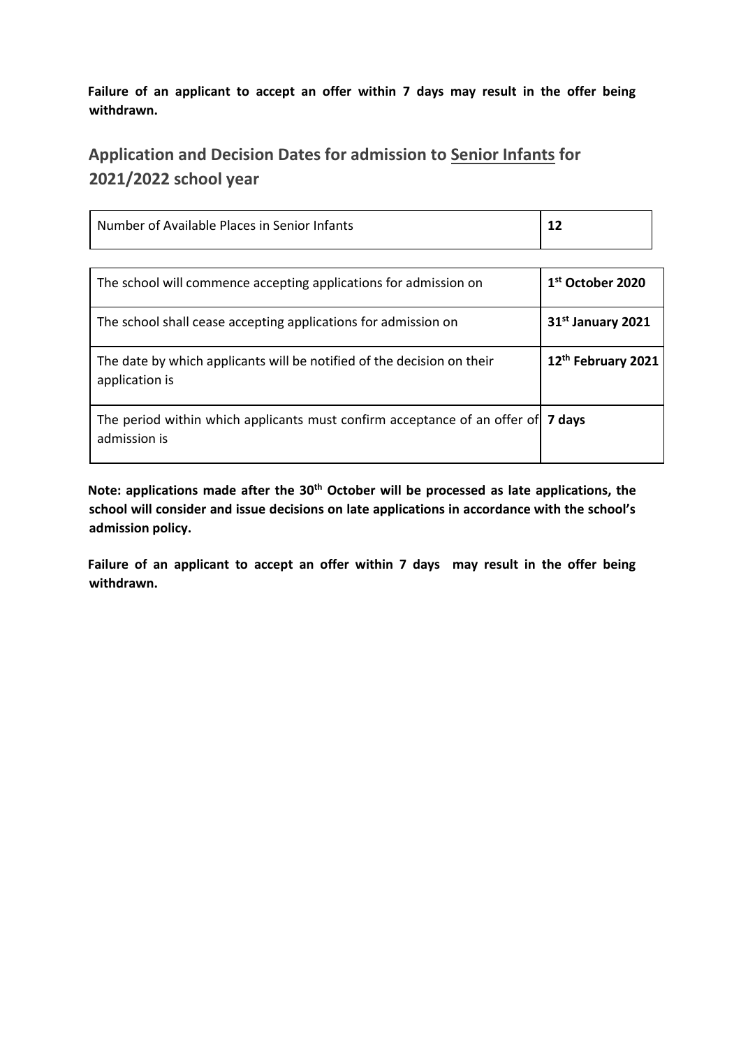**Failure of an applicant to accept an offer within 7 days may result in the offer being withdrawn.**

## Application and Decision Dates for admission to <u>Senior Infants</u> for 2021/2022 school year

| Number of Available Places in Senior Infants | **12** |
|---|---|

| | |
|---|---|
| The school will commence accepting applications for admission on | **1st October 2020** |
| The school shall cease accepting applications for admission on | **31st January 2021** |
| The date by which applicants will be notified of the decision on their application is | **12th February 2021** |
| The period within which applicants must confirm acceptance of an offer of admission is | **7 days** |

**Note: applications made after the 30th October will be processed as late applications, the school will consider and issue decisions on late applications in accordance with the school's admission policy.**

**Failure of an applicant to accept an offer within 7 days may result in the offer being withdrawn.**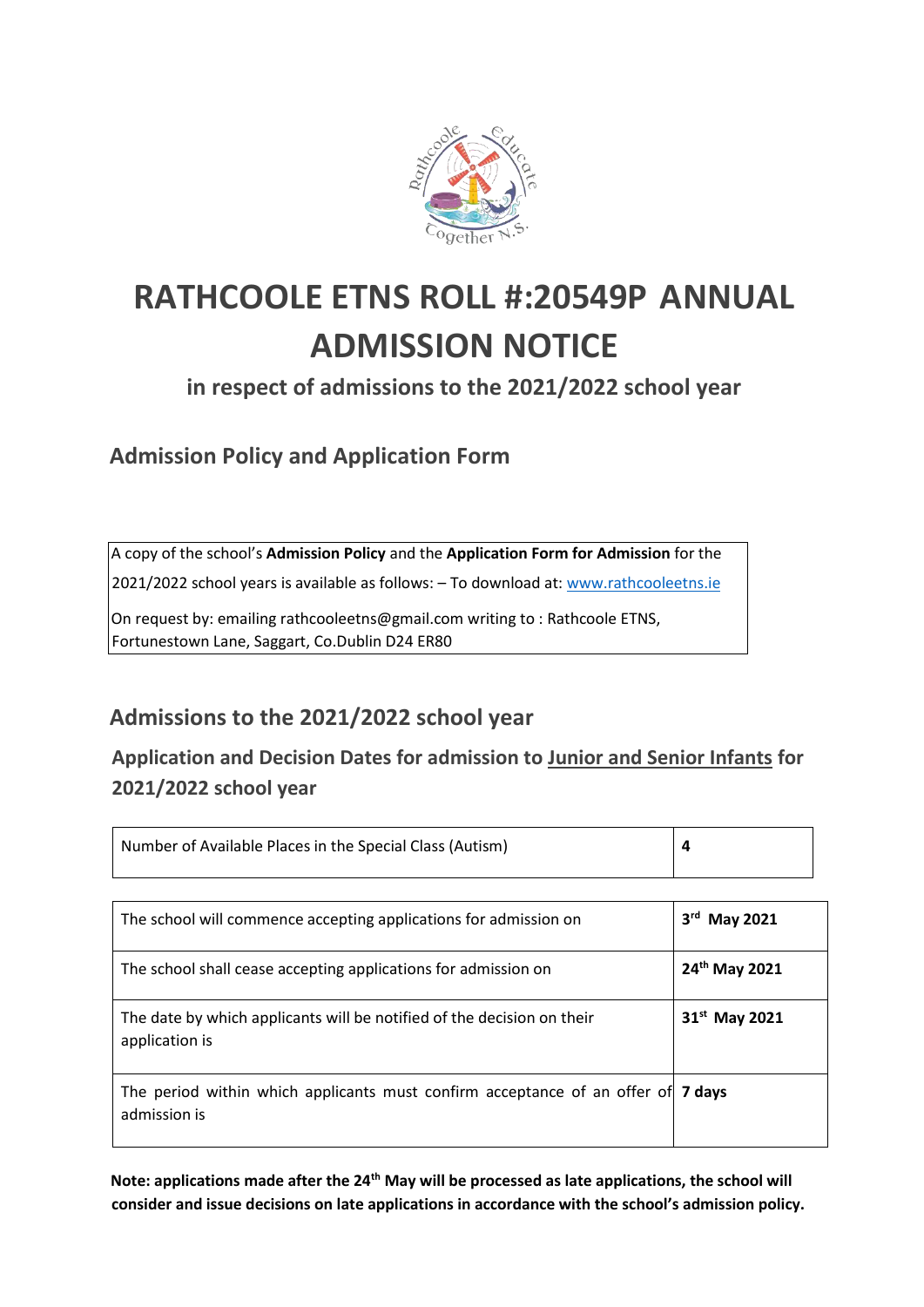# RATHCOOLE ETNS ROLL #:20549P ANNUAL ADMISSION NOTICE

### in respect of admissions to the 2021/2022 school year

## Admission Policy and Application Form

A copy of the school's **Admission Policy** and the **Application Form for Admission** for the 2021/2022 school years is available as follows: – To download at: www.rathcooleetns.ie

On request by: emailing rathcooleetns@gmail.com writing to : Rathcoole ETNS, Fortunestown Lane, Saggart, Co.Dublin D24 ER80

## Admissions to the 2021/2022 school year

### Application and Decision Dates for admission to Junior and Senior Infants for 2021/2022 school year

| Number of Available Places in the Special Class (Autism) | **4** |
|---|---|

| | |
|---|---|
| The school will commence accepting applications for admission on | **3rd May 2021** |
| The school shall cease accepting applications for admission on | **24th May 2021** |
| The date by which applicants will be notified of the decision on their application is | **31st May 2021** |
| The period within which applicants must confirm acceptance of an offer of admission is | **7 days** |

**Note: applications made after the 24th May will be processed as late applications, the school will consider and issue decisions on late applications in accordance with the school's admission policy.**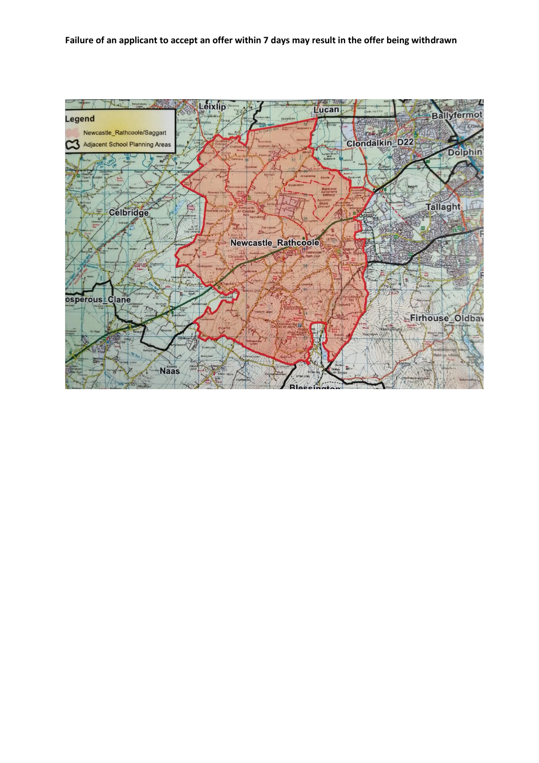**Failure of an applicant to accept an offer within 7 days may result in the offer being withdrawn**